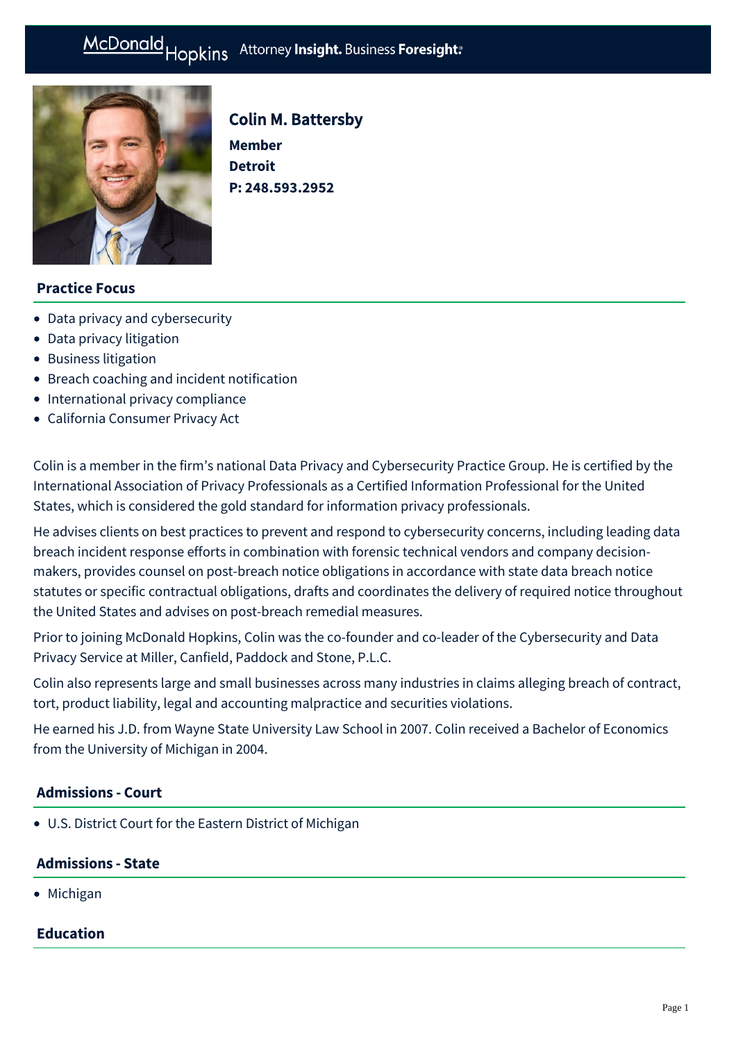McDonald Hopkins Attorney **Insight.** Business **Foresight.**

# Colin M. Battersby

**Member**
**Detroit**
**P: 248.593.2952**

## Practice Focus

- Data privacy and cybersecurity
- Data privacy litigation
- Business litigation
- Breach coaching and incident notification
- International privacy compliance
- California Consumer Privacy Act

Colin is a member in the firm's national Data Privacy and Cybersecurity Practice Group. He is certified by the International Association of Privacy Professionals as a Certified Information Professional for the United States, which is considered the gold standard for information privacy professionals.

He advises clients on best practices to prevent and respond to cybersecurity concerns, including leading data breach incident response efforts in combination with forensic technical vendors and company decision-makers, provides counsel on post-breach notice obligations in accordance with state data breach notice statutes or specific contractual obligations, drafts and coordinates the delivery of required notice throughout the United States and advises on post-breach remedial measures.

Prior to joining McDonald Hopkins, Colin was the co-founder and co-leader of the Cybersecurity and Data Privacy Service at Miller, Canfield, Paddock and Stone, P.L.C.

Colin also represents large and small businesses across many industries in claims alleging breach of contract, tort, product liability, legal and accounting malpractice and securities violations.

He earned his J.D. from Wayne State University Law School in 2007. Colin received a Bachelor of Economics from the University of Michigan in 2004.

## Admissions - Court

- U.S. District Court for the Eastern District of Michigan

## Admissions - State

- Michigan

## Education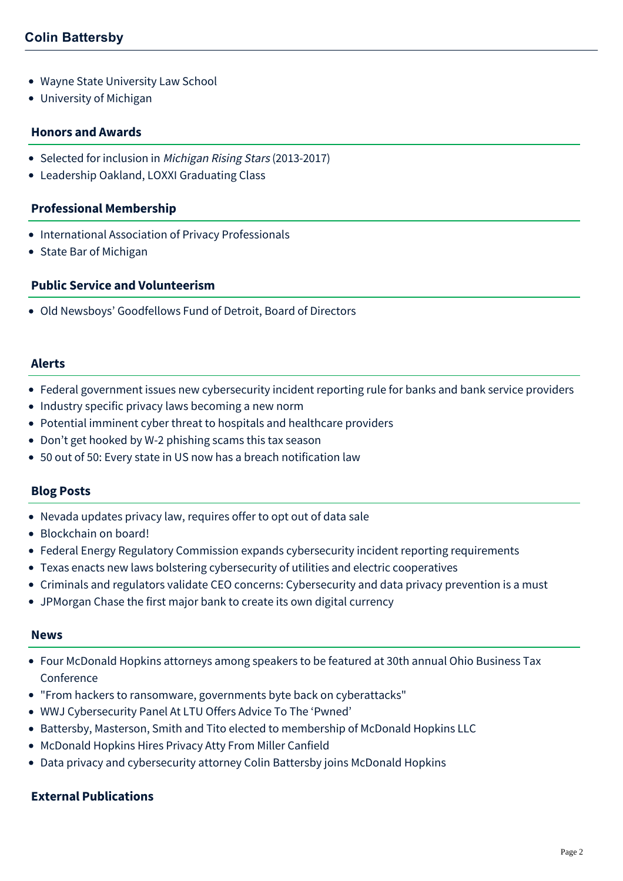- Wayne State University Law School
- University of Michigan

## Honors and Awards

- Selected for inclusion in *Michigan Rising Stars* (2013-2017)
- Leadership Oakland, LOXXI Graduating Class

## Professional Membership

- International Association of Privacy Professionals
- State Bar of Michigan

## Public Service and Volunteerism

- Old Newsboys' Goodfellows Fund of Detroit, Board of Directors

## Alerts

- Federal government issues new cybersecurity incident reporting rule for banks and bank service providers
- Industry specific privacy laws becoming a new norm
- Potential imminent cyber threat to hospitals and healthcare providers
- Don't get hooked by W-2 phishing scams this tax season
- 50 out of 50: Every state in US now has a breach notification law

## Blog Posts

- Nevada updates privacy law, requires offer to opt out of data sale
- Blockchain on board!
- Federal Energy Regulatory Commission expands cybersecurity incident reporting requirements
- Texas enacts new laws bolstering cybersecurity of utilities and electric cooperatives
- Criminals and regulators validate CEO concerns: Cybersecurity and data privacy prevention is a must
- JPMorgan Chase the first major bank to create its own digital currency

## News

- Four McDonald Hopkins attorneys among speakers to be featured at 30th annual Ohio Business Tax Conference
- "From hackers to ransomware, governments byte back on cyberattacks"
- WWJ Cybersecurity Panel At LTU Offers Advice To The 'Pwned'
- Battersby, Masterson, Smith and Tito elected to membership of McDonald Hopkins LLC
- McDonald Hopkins Hires Privacy Atty From Miller Canfield
- Data privacy and cybersecurity attorney Colin Battersby joins McDonald Hopkins

## External Publications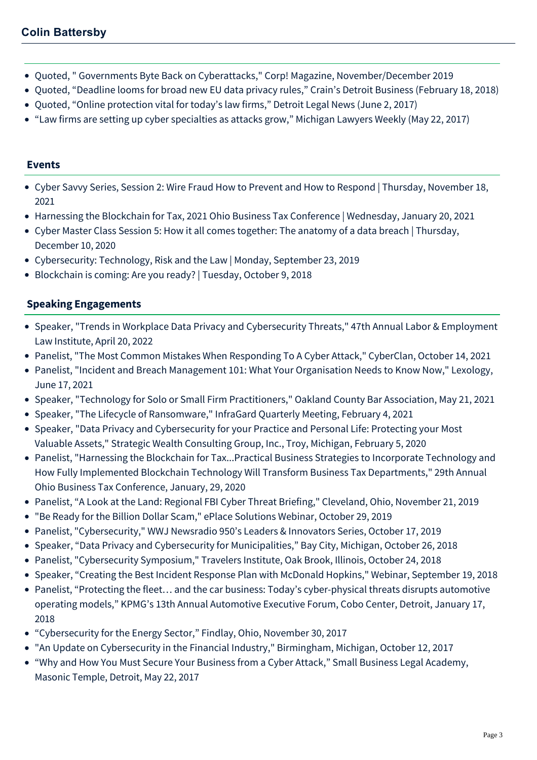- Quoted, " Governments Byte Back on Cyberattacks," Corp! Magazine, November/December 2019
- Quoted, “Deadline looms for broad new EU data privacy rules,” Crain’s Detroit Business (February 18, 2018)
- Quoted, “Online protection vital for today’s law firms,” Detroit Legal News (June 2, 2017)
- “Law firms are setting up cyber specialties as attacks grow,” Michigan Lawyers Weekly (May 22, 2017)

## Events

- Cyber Savvy Series, Session 2: Wire Fraud How to Prevent and How to Respond | Thursday, November 18, 2021
- Harnessing the Blockchain for Tax, 2021 Ohio Business Tax Conference | Wednesday, January 20, 2021
- Cyber Master Class Session 5: How it all comes together: The anatomy of a data breach | Thursday, December 10, 2020
- Cybersecurity: Technology, Risk and the Law | Monday, September 23, 2019
- Blockchain is coming: Are you ready? | Tuesday, October 9, 2018

## Speaking Engagements

- Speaker, "Trends in Workplace Data Privacy and Cybersecurity Threats," 47th Annual Labor & Employment Law Institute, April 20, 2022
- Panelist, "The Most Common Mistakes When Responding To A Cyber Attack," CyberClan, October 14, 2021
- Panelist, "Incident and Breach Management 101: What Your Organisation Needs to Know Now," Lexology, June 17, 2021
- Speaker, "Technology for Solo or Small Firm Practitioners," Oakland County Bar Association, May 21, 2021
- Speaker, "The Lifecycle of Ransomware," InfraGard Quarterly Meeting, February 4, 2021
- Speaker, "Data Privacy and Cybersecurity for your Practice and Personal Life: Protecting your Most Valuable Assets," Strategic Wealth Consulting Group, Inc., Troy, Michigan, February 5, 2020
- Panelist, "Harnessing the Blockchain for Tax...Practical Business Strategies to Incorporate Technology and How Fully Implemented Blockchain Technology Will Transform Business Tax Departments," 29th Annual Ohio Business Tax Conference, January, 29, 2020
- Panelist, “A Look at the Land: Regional FBI Cyber Threat Briefing," Cleveland, Ohio, November 21, 2019
- "Be Ready for the Billion Dollar Scam," ePlace Solutions Webinar, October 29, 2019
- Panelist, "Cybersecurity," WWJ Newsradio 950’s Leaders & Innovators Series, October 17, 2019
- Speaker, “Data Privacy and Cybersecurity for Municipalities,” Bay City, Michigan, October 26, 2018
- Panelist, "Cybersecurity Symposium," Travelers Institute, Oak Brook, Illinois, October 24, 2018
- Speaker, “Creating the Best Incident Response Plan with McDonald Hopkins," Webinar, September 19, 2018
- Panelist, “Protecting the fleet… and the car business: Today’s cyber-physical threats disrupts automotive operating models,” KPMG’s 13th Annual Automotive Executive Forum, Cobo Center, Detroit, January 17, 2018
- “Cybersecurity for the Energy Sector,” Findlay, Ohio, November 30, 2017
- "An Update on Cybersecurity in the Financial Industry," Birmingham, Michigan, October 12, 2017
- “Why and How You Must Secure Your Business from a Cyber Attack,” Small Business Legal Academy, Masonic Temple, Detroit, May 22, 2017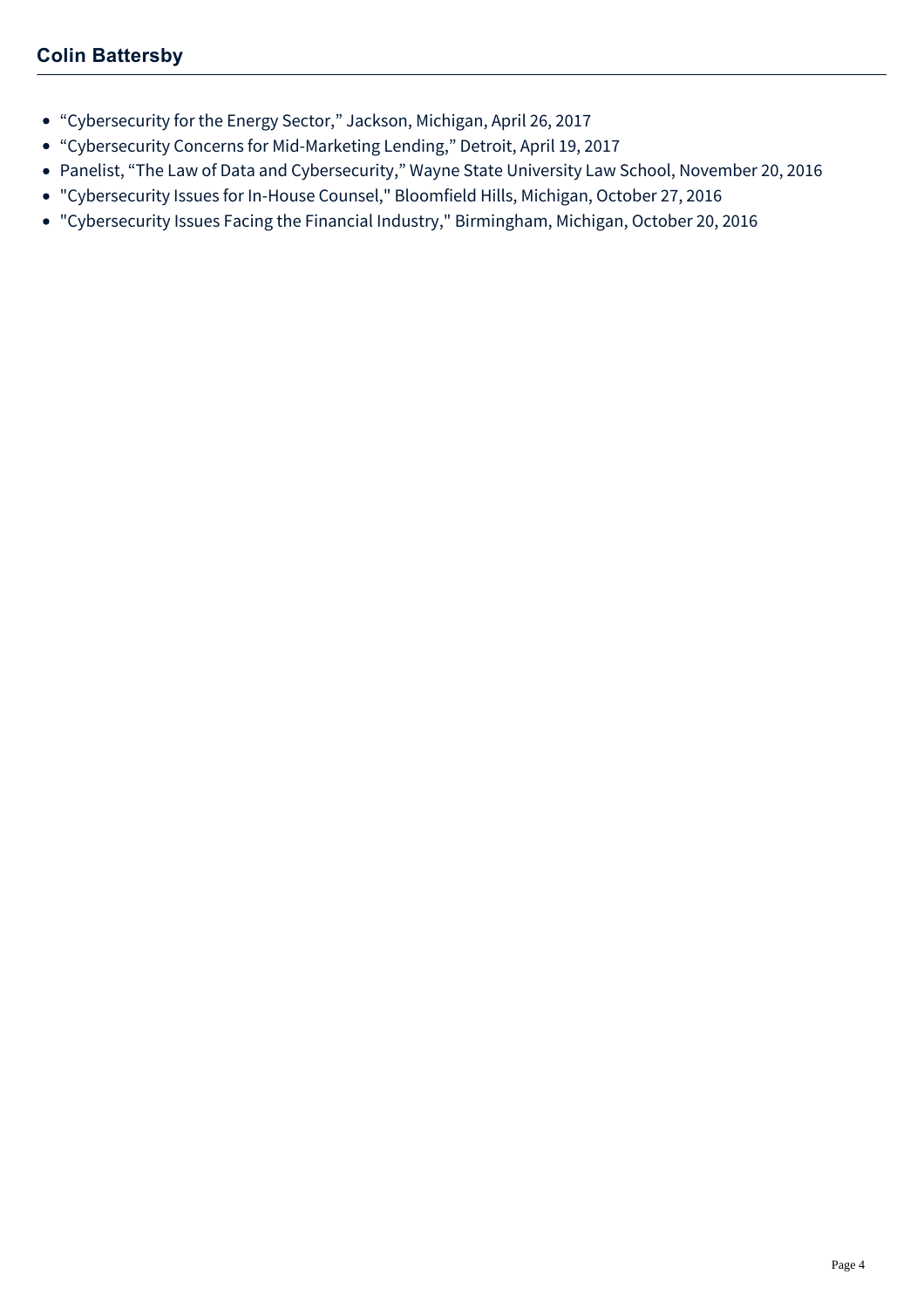- “Cybersecurity for the Energy Sector,” Jackson, Michigan, April 26, 2017
- “Cybersecurity Concerns for Mid-Marketing Lending,” Detroit, April 19, 2017
- Panelist, “The Law of Data and Cybersecurity,” Wayne State University Law School, November 20, 2016
- "Cybersecurity Issues for In-House Counsel," Bloomfield Hills, Michigan, October 27, 2016
- "Cybersecurity Issues Facing the Financial Industry," Birmingham, Michigan, October 20, 2016